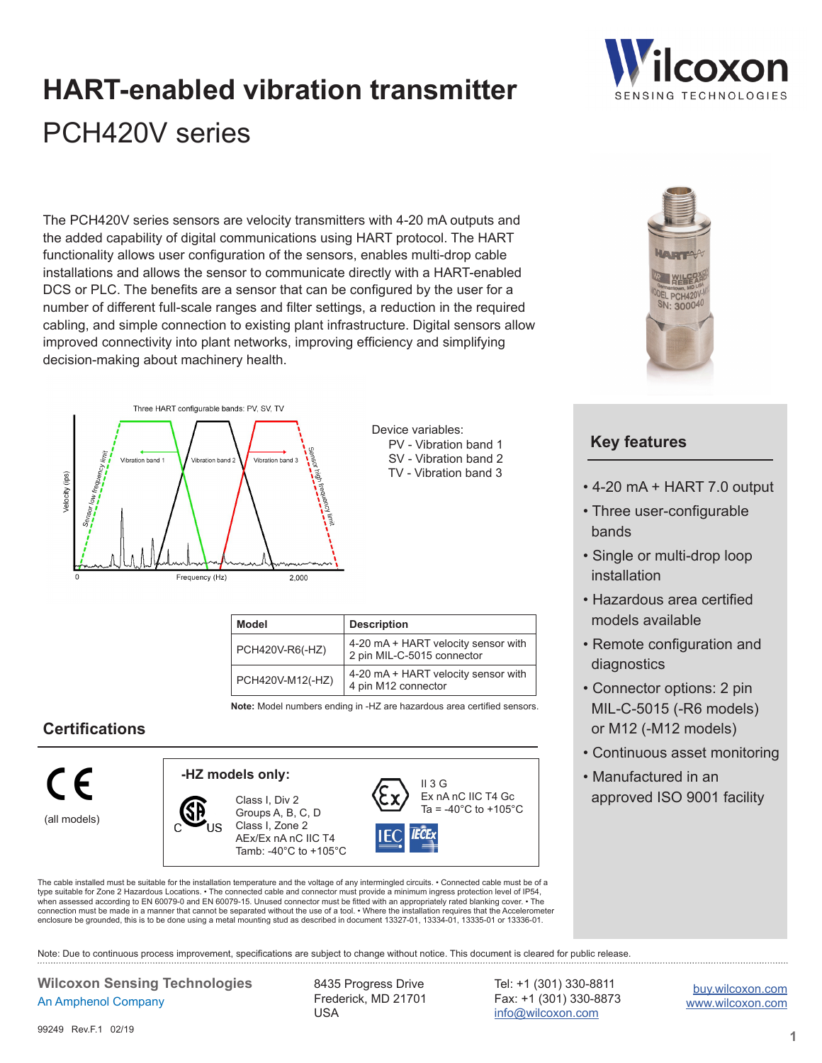# HART-enabled vibration transmitter

## PCH420V series

The PCH420V series sensors are velocity transmitters with 4-20 mA outputs and the added capability of digital communications using HART protocol. The HART functionality allows user configuration of the sensors, enables multi-drop cable installations and allows the sensor to communicate directly with a HART-enabled DCS or PLC. The benefits are a sensor that can be configured by the user for a number of different full-scale ranges and filter settings, a reduction in the required cabling, and simple connection to existing plant infrastructure. Digital sensors allow improved connectivity into plant networks, improving efficiency and simplifying decision-making about machinery health.

Three HART configurable bands: PV, SV, TV

Device variables:
- PV - Vibration band 1
- SV - Vibration band 2
- TV - Vibration band 3

| Model | Description |
|---|---|
| PCH420V-R6(-HZ) | 4-20 mA + HART velocity sensor with 2 pin MIL-C-5015 connector |
| PCH420V-M12(-HZ) | 4-20 mA + HART velocity sensor with 4 pin M12 connector |

**Note:** Model numbers ending in -HZ are hazardous area certified sensors.

## Certifications

CE (all models)

**-HZ models only:**

CSA C US: Class I, Div 2; Groups A, B, C, D; Class I, Zone 2; AEx/Ex nA nC IIC T4; Tamb: -40°C to +105°C

Ex: II 3 G; Ex nA nC IIC T4 Gc; Ta = -40°C to +105°C

IEC IECEx

The cable installed must be suitable for the installation temperature and the voltage of any intermingled circuits. • Connected cable must be of a type suitable for Zone 2 Hazardous Locations. • The connected cable and connector must provide a minimum ingress protection level of IP54, when assessed according to EN 60079-0 and EN 60079-15. Unused connector must be fitted with an appropriately rated blanking cover. • The connection must be made in a manner that cannot be separated without the use of a tool. • Where the installation requires that the Accelerometer enclosure be grounded, this is to be done using a metal mounting stud as described in document 13327-01, 13334-01, 13335-01 or 13336-01.

## Key features

- 4-20 mA + HART 7.0 output
- Three user-configurable bands
- Single or multi-drop loop installation
- Hazardous area certified models available
- Remote configuration and diagnostics
- Connector options: 2 pin MIL-C-5015 (-R6 models) or M12 (-M12 models)
- Continuous asset monitoring
- Manufactured in an approved ISO 9001 facility

Note: Due to continuous process improvement, specifications are subject to change without notice. This document is cleared for public release.

**Wilcoxon Sensing Technologies**
An Amphenol Company

8435 Progress Drive
Frederick, MD 21701
USA

Tel: +1 (301) 330-8811
Fax: +1 (301) 330-8873
info@wilcoxon.com

buy.wilcoxon.com
www.wilcoxon.com

99249 Rev.F.1 02/19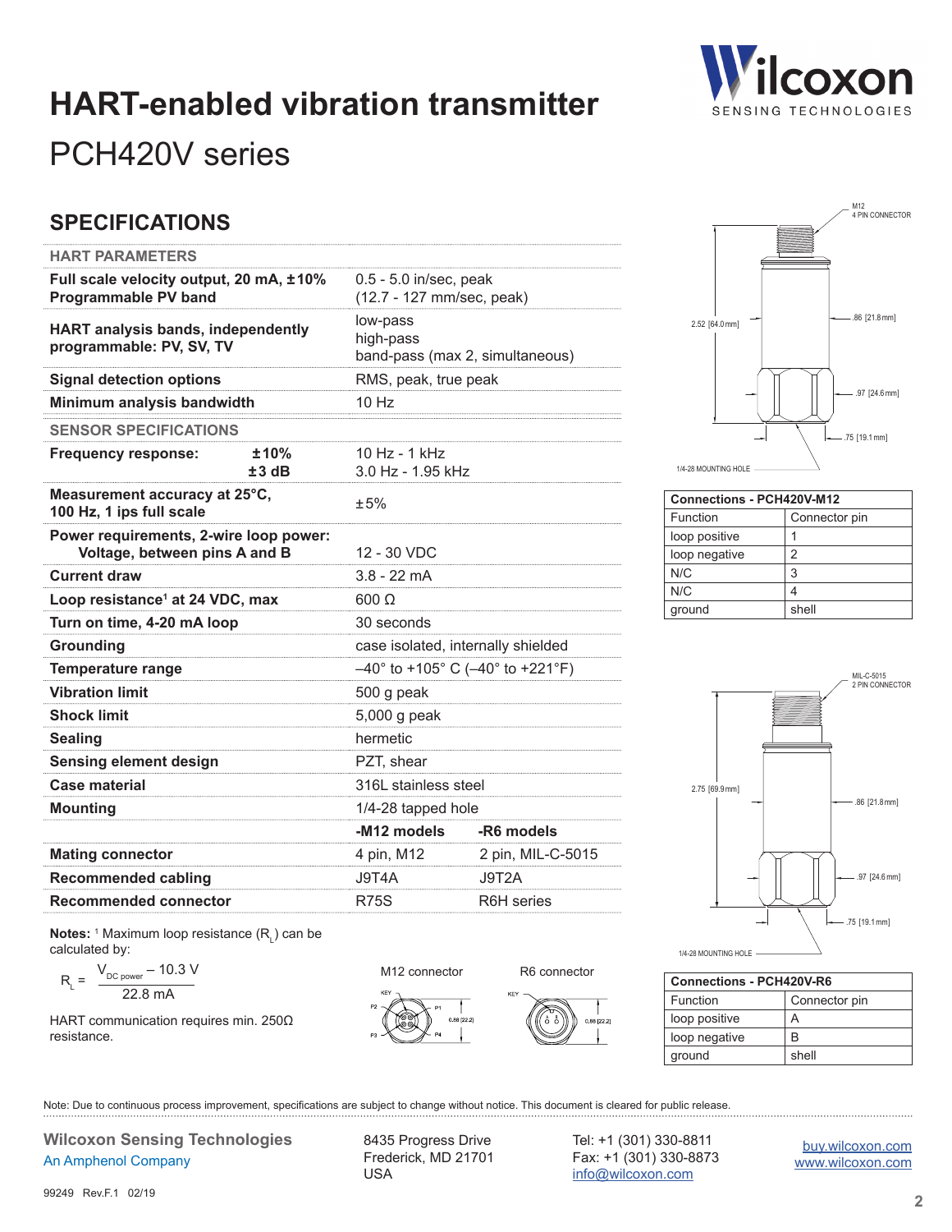# HART-enabled vibration transmitter

PCH420V series

## SPECIFICATIONS

| | | |
|---|---|---|
| **HART PARAMETERS** | | |
| **Full scale velocity output, 20 mA, ±10% Programmable PV band** | 0.5 - 5.0 in/sec, peak (12.7 - 127 mm/sec, peak) | |
| **HART analysis bands, independently programmable: PV, SV, TV** | low-pass<br>high-pass<br>band-pass (max 2, simultaneous) | |
| **Signal detection options** | RMS, peak, true peak | |
| **Minimum analysis bandwidth** | 10 Hz | |
| **SENSOR SPECIFICATIONS** | | |
| **Frequency response: ±10%** | 10 Hz - 1 kHz | |
| **Frequency response: ±3 dB** | 3.0 Hz - 1.95 kHz | |
| **Measurement accuracy at 25°C, 100 Hz, 1 ips full scale** | ±5% | |
| **Power requirements, 2-wire loop power: Voltage, between pins A and B** | 12 - 30 VDC | |
| **Current draw** | 3.8 - 22 mA | |
| **Loop resistance[1] at 24 VDC, max** | 600 Ω | |
| **Turn on time, 4-20 mA loop** | 30 seconds | |
| **Grounding** | case isolated, internally shielded | |
| **Temperature range** | –40° to +105° C (–40° to +221°F) | |
| **Vibration limit** | 500 g peak | |
| **Shock limit** | 5,000 g peak | |
| **Sealing** | hermetic | |
| **Sensing element design** | PZT, shear | |
| **Case material** | 316L stainless steel | |
| **Mounting** | 1/4-28 tapped hole | |
| | **-M12 models** | **-R6 models** |
| **Mating connector** | 4 pin, M12 | 2 pin, MIL-C-5015 |
| **Recommended cabling** | J9T4A | J9T2A |
| **Recommended connector** | R75S | R6H series |

**Notes:** [1] Maximum loop resistance ($R_L$) can be calculated by:

$$R_L = \frac{V_{DC\ power} - 10.3\ V}{22.8\ mA}$$

HART communication requires min. 250Ω resistance.

M12 connector

KEY
P1
P2
P3
P4
0.88 [22.2]

R6 connector

KEY
0.88 [22.2]

M12
4 PIN CONNECTOR
2.52 [64.0 mm]
.86 [21.8 mm]
.97 [24.6 mm]
.75 [19.1 mm]
1/4-28 MOUNTING HOLE

| Connections - PCH420V-M12 | |
|---|---|
| Function | Connector pin |
| loop positive | 1 |
| loop negative | 2 |
| N/C | 3 |
| N/C | 4 |
| ground | shell |

MIL-C-5015
2 PIN CONNECTOR
2.75 [69.9 mm]
.86 [21.8 mm]
.97 [24.6 mm]
.75 [19.1 mm]
1/4-28 MOUNTING HOLE

| Connections - PCH420V-R6 | |
|---|---|
| Function | Connector pin |
| loop positive | A |
| loop negative | B |
| ground | shell |

Note: Due to continuous process improvement, specifications are subject to change without notice. This document is cleared for public release.

**Wilcoxon Sensing Technologies**
An Amphenol Company

8435 Progress Drive
Frederick, MD 21701
USA

Tel: +1 (301) 330-8811
Fax: +1 (301) 330-8873
info@wilcoxon.com

buy.wilcoxon.com
www.wilcoxon.com

99249 Rev.F.1 02/19